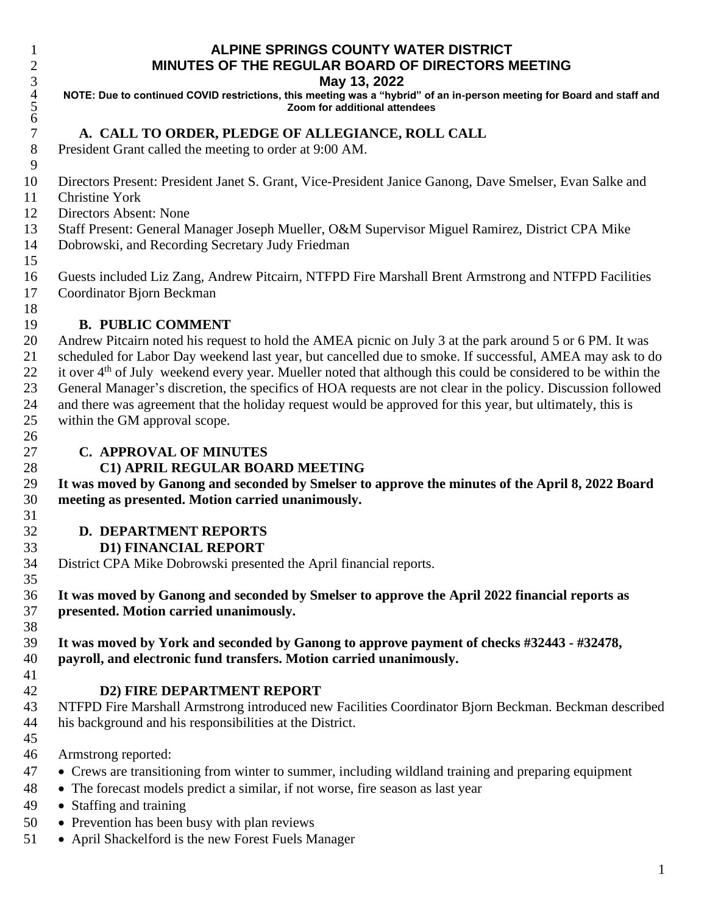# ALPINE SPRINGS COUNTY WATER DISTRICT
# MINUTES OF THE REGULAR BOARD OF DIRECTORS MEETING
## May 13, 2022

**NOTE: Due to continued COVID restrictions, this meeting was a "hybrid" of an in-person meeting for Board and staff and Zoom for additional attendees**

## A. CALL TO ORDER, PLEDGE OF ALLEGIANCE, ROLL CALL

President Grant called the meeting to order at 9:00 AM.

Directors Present: President Janet S. Grant, Vice-President Janice Ganong, Dave Smelser, Evan Salke and Christine York
Directors Absent: None
Staff Present: General Manager Joseph Mueller, O&M Supervisor Miguel Ramirez, District CPA Mike Dobrowski, and Recording Secretary Judy Friedman

Guests included Liz Zang, Andrew Pitcairn, NTFPD Fire Marshall Brent Armstrong and NTFPD Facilities Coordinator Bjorn Beckman

## B. PUBLIC COMMENT

Andrew Pitcairn noted his request to hold the AMEA picnic on July 3 at the park around 5 or 6 PM. It was scheduled for Labor Day weekend last year, but cancelled due to smoke. If successful, AMEA may ask to do it over 4th of July weekend every year. Mueller noted that although this could be considered to be within the General Manager's discretion, the specifics of HOA requests are not clear in the policy. Discussion followed and there was agreement that the holiday request would be approved for this year, but ultimately, this is within the GM approval scope.

## C. APPROVAL OF MINUTES

### C1) APRIL REGULAR BOARD MEETING

**It was moved by Ganong and seconded by Smelser to approve the minutes of the April 8, 2022 Board meeting as presented. Motion carried unanimously.**

## D. DEPARTMENT REPORTS

### D1) FINANCIAL REPORT

District CPA Mike Dobrowski presented the April financial reports.

**It was moved by Ganong and seconded by Smelser to approve the April 2022 financial reports as presented. Motion carried unanimously.**

**It was moved by York and seconded by Ganong to approve payment of checks #32443 - #32478, payroll, and electronic fund transfers. Motion carried unanimously.**

### D2) FIRE DEPARTMENT REPORT

NTFPD Fire Marshall Armstrong introduced new Facilities Coordinator Bjorn Beckman. Beckman described his background and his responsibilities at the District.

Armstrong reported:

- Crews are transitioning from winter to summer, including wildland training and preparing equipment
- The forecast models predict a similar, if not worse, fire season as last year
- Staffing and training
- Prevention has been busy with plan reviews
- April Shackelford is the new Forest Fuels Manager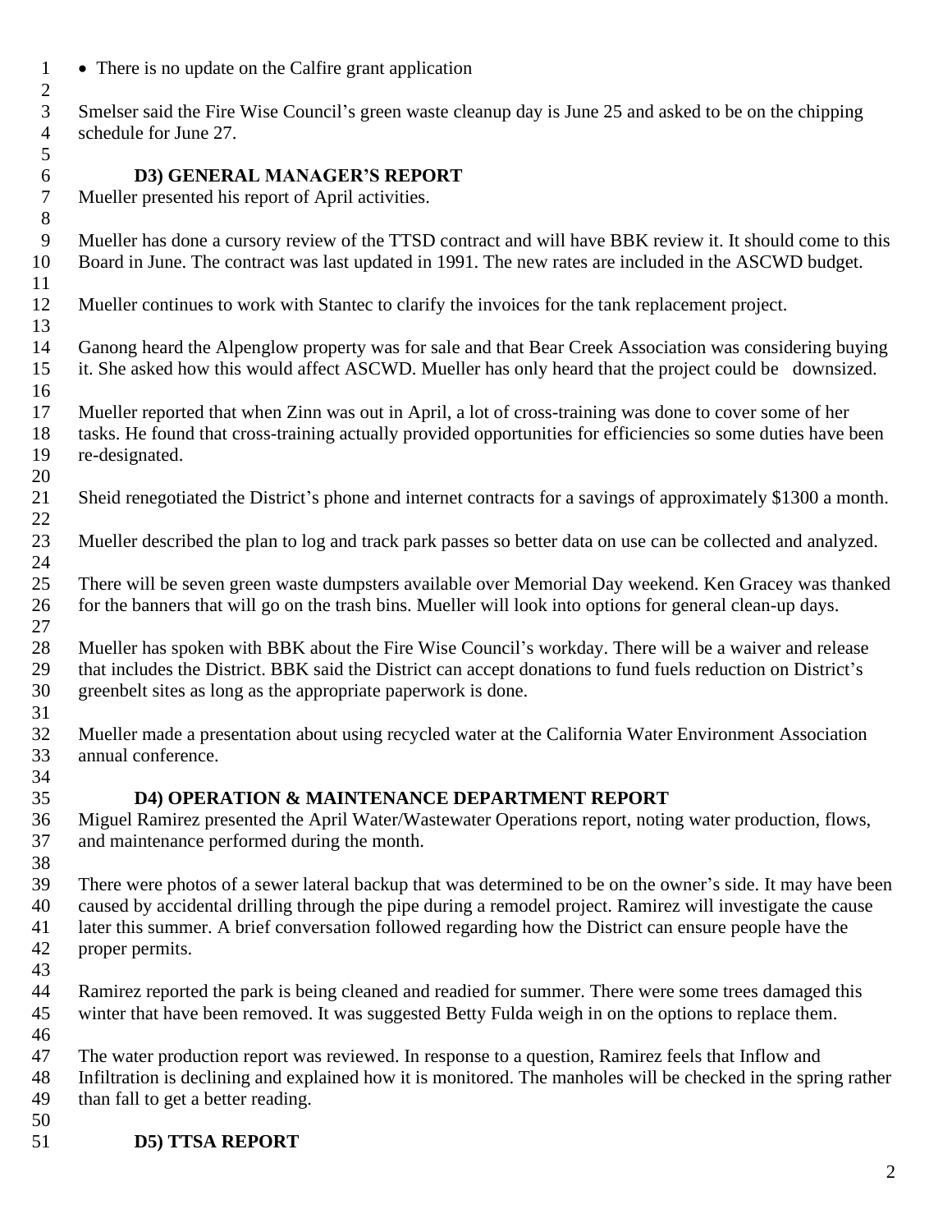- There is no update on the Calfire grant application

Smelser said the Fire Wise Council's green waste cleanup day is June 25 and asked to be on the chipping schedule for June 27.

### D3) GENERAL MANAGER'S REPORT

Mueller presented his report of April activities.

Mueller has done a cursory review of the TTSD contract and will have BBK review it. It should come to this Board in June. The contract was last updated in 1991. The new rates are included in the ASCWD budget.

Mueller continues to work with Stantec to clarify the invoices for the tank replacement project.

Ganong heard the Alpenglow property was for sale and that Bear Creek Association was considering buying it. She asked how this would affect ASCWD. Mueller has only heard that the project could be downsized.

Mueller reported that when Zinn was out in April, a lot of cross-training was done to cover some of her tasks. He found that cross-training actually provided opportunities for efficiencies so some duties have been re-designated.

Sheid renegotiated the District's phone and internet contracts for a savings of approximately $1300 a month.

Mueller described the plan to log and track park passes so better data on use can be collected and analyzed.

There will be seven green waste dumpsters available over Memorial Day weekend. Ken Gracey was thanked for the banners that will go on the trash bins. Mueller will look into options for general clean-up days.

Mueller has spoken with BBK about the Fire Wise Council's workday. There will be a waiver and release that includes the District. BBK said the District can accept donations to fund fuels reduction on District's greenbelt sites as long as the appropriate paperwork is done.

Mueller made a presentation about using recycled water at the California Water Environment Association annual conference.

### D4) OPERATION & MAINTENANCE DEPARTMENT REPORT

Miguel Ramirez presented the April Water/Wastewater Operations report, noting water production, flows, and maintenance performed during the month.

There were photos of a sewer lateral backup that was determined to be on the owner's side. It may have been caused by accidental drilling through the pipe during a remodel project. Ramirez will investigate the cause later this summer. A brief conversation followed regarding how the District can ensure people have the proper permits.

Ramirez reported the park is being cleaned and readied for summer. There were some trees damaged this winter that have been removed. It was suggested Betty Fulda weigh in on the options to replace them.

The water production report was reviewed. In response to a question, Ramirez feels that Inflow and Infiltration is declining and explained how it is monitored. The manholes will be checked in the spring rather than fall to get a better reading.

### D5) TTSA REPORT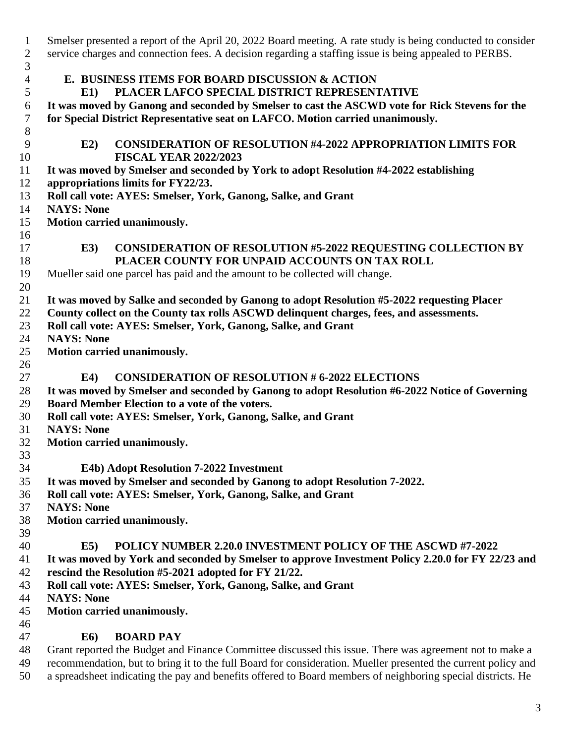Smelser presented a report of the April 20, 2022 Board meeting. A rate study is being conducted to consider service charges and connection fees. A decision regarding a staffing issue is being appealed to PERBS.

## E. BUSINESS ITEMS FOR BOARD DISCUSSION & ACTION

### E1) PLACER LAFCO SPECIAL DISTRICT REPRESENTATIVE

**It was moved by Ganong and seconded by Smelser to cast the ASCWD vote for Rick Stevens for the for Special District Representative seat on LAFCO. Motion carried unanimously.**

### E2) CONSIDERATION OF RESOLUTION #4-2022 APPROPRIATION LIMITS FOR FISCAL YEAR 2022/2023

**It was moved by Smelser and seconded by York to adopt Resolution #4-2022 establishing appropriations limits for FY22/23.**
**Roll call vote: AYES: Smelser, York, Ganong, Salke, and Grant**
**NAYS: None**
**Motion carried unanimously.**

### E3) CONSIDERATION OF RESOLUTION #5-2022 REQUESTING COLLECTION BY PLACER COUNTY FOR UNPAID ACCOUNTS ON TAX ROLL

Mueller said one parcel has paid and the amount to be collected will change.

**It was moved by Salke and seconded by Ganong to adopt Resolution #5-2022 requesting Placer County collect on the County tax rolls ASCWD delinquent charges, fees, and assessments.**
**Roll call vote: AYES: Smelser, York, Ganong, Salke, and Grant**
**NAYS: None**
**Motion carried unanimously.**

### E4) CONSIDERATION OF RESOLUTION # 6-2022 ELECTIONS

**It was moved by Smelser and seconded by Ganong to adopt Resolution #6-2022 Notice of Governing Board Member Election to a vote of the voters.**
**Roll call vote: AYES: Smelser, York, Ganong, Salke, and Grant**
**NAYS: None**
**Motion carried unanimously.**

### E4b) Adopt Resolution 7-2022 Investment

**It was moved by Smelser and seconded by Ganong to adopt Resolution 7-2022.**
**Roll call vote: AYES: Smelser, York, Ganong, Salke, and Grant**
**NAYS: None**
**Motion carried unanimously.**

### E5) POLICY NUMBER 2.20.0 INVESTMENT POLICY OF THE ASCWD #7-2022

**It was moved by York and seconded by Smelser to approve Investment Policy 2.20.0 for FY 22/23 and rescind the Resolution #5-2021 adopted for FY 21/22.**
**Roll call vote: AYES: Smelser, York, Ganong, Salke, and Grant**
**NAYS: None**
**Motion carried unanimously.**

### E6) BOARD PAY

Grant reported the Budget and Finance Committee discussed this issue. There was agreement not to make a recommendation, but to bring it to the full Board for consideration. Mueller presented the current policy and a spreadsheet indicating the pay and benefits offered to Board members of neighboring special districts. He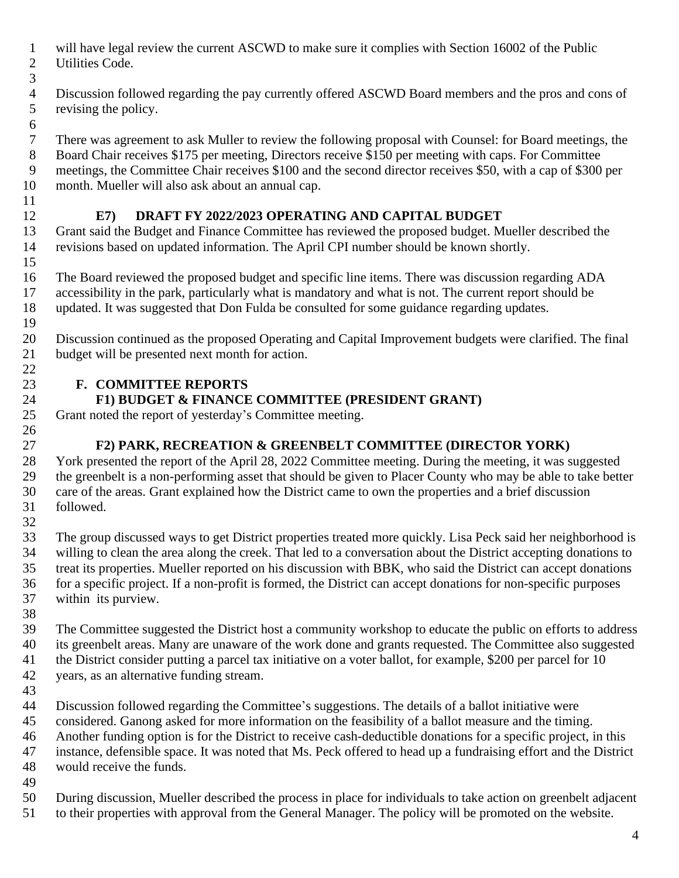will have legal review the current ASCWD to make sure it complies with Section 16002 of the Public Utilities Code.

Discussion followed regarding the pay currently offered ASCWD Board members and the pros and cons of revising the policy.

There was agreement to ask Muller to review the following proposal with Counsel: for Board meetings, the Board Chair receives $175 per meeting, Directors receive $150 per meeting with caps. For Committee meetings, the Committee Chair receives $100 and the second director receives $50, with a cap of $300 per month. Mueller will also ask about an annual cap.

### E7) DRAFT FY 2022/2023 OPERATING AND CAPITAL BUDGET

Grant said the Budget and Finance Committee has reviewed the proposed budget. Mueller described the revisions based on updated information. The April CPI number should be known shortly.

The Board reviewed the proposed budget and specific line items. There was discussion regarding ADA accessibility in the park, particularly what is mandatory and what is not. The current report should be updated. It was suggested that Don Fulda be consulted for some guidance regarding updates.

Discussion continued as the proposed Operating and Capital Improvement budgets were clarified. The final budget will be presented next month for action.

## F. COMMITTEE REPORTS

### F1) BUDGET & FINANCE COMMITTEE (PRESIDENT GRANT)

Grant noted the report of yesterday's Committee meeting.

### F2) PARK, RECREATION & GREENBELT COMMITTEE (DIRECTOR YORK)

York presented the report of the April 28, 2022 Committee meeting. During the meeting, it was suggested the greenbelt is a non-performing asset that should be given to Placer County who may be able to take better care of the areas. Grant explained how the District came to own the properties and a brief discussion followed.

The group discussed ways to get District properties treated more quickly. Lisa Peck said her neighborhood is willing to clean the area along the creek. That led to a conversation about the District accepting donations to treat its properties. Mueller reported on his discussion with BBK, who said the District can accept donations for a specific project. If a non-profit is formed, the District can accept donations for non-specific purposes within its purview.

The Committee suggested the District host a community workshop to educate the public on efforts to address its greenbelt areas. Many are unaware of the work done and grants requested. The Committee also suggested the District consider putting a parcel tax initiative on a voter ballot, for example, $200 per parcel for 10 years, as an alternative funding stream.

Discussion followed regarding the Committee's suggestions. The details of a ballot initiative were considered. Ganong asked for more information on the feasibility of a ballot measure and the timing. Another funding option is for the District to receive cash-deductible donations for a specific project, in this instance, defensible space. It was noted that Ms. Peck offered to head up a fundraising effort and the District would receive the funds.

During discussion, Mueller described the process in place for individuals to take action on greenbelt adjacent to their properties with approval from the General Manager. The policy will be promoted on the website.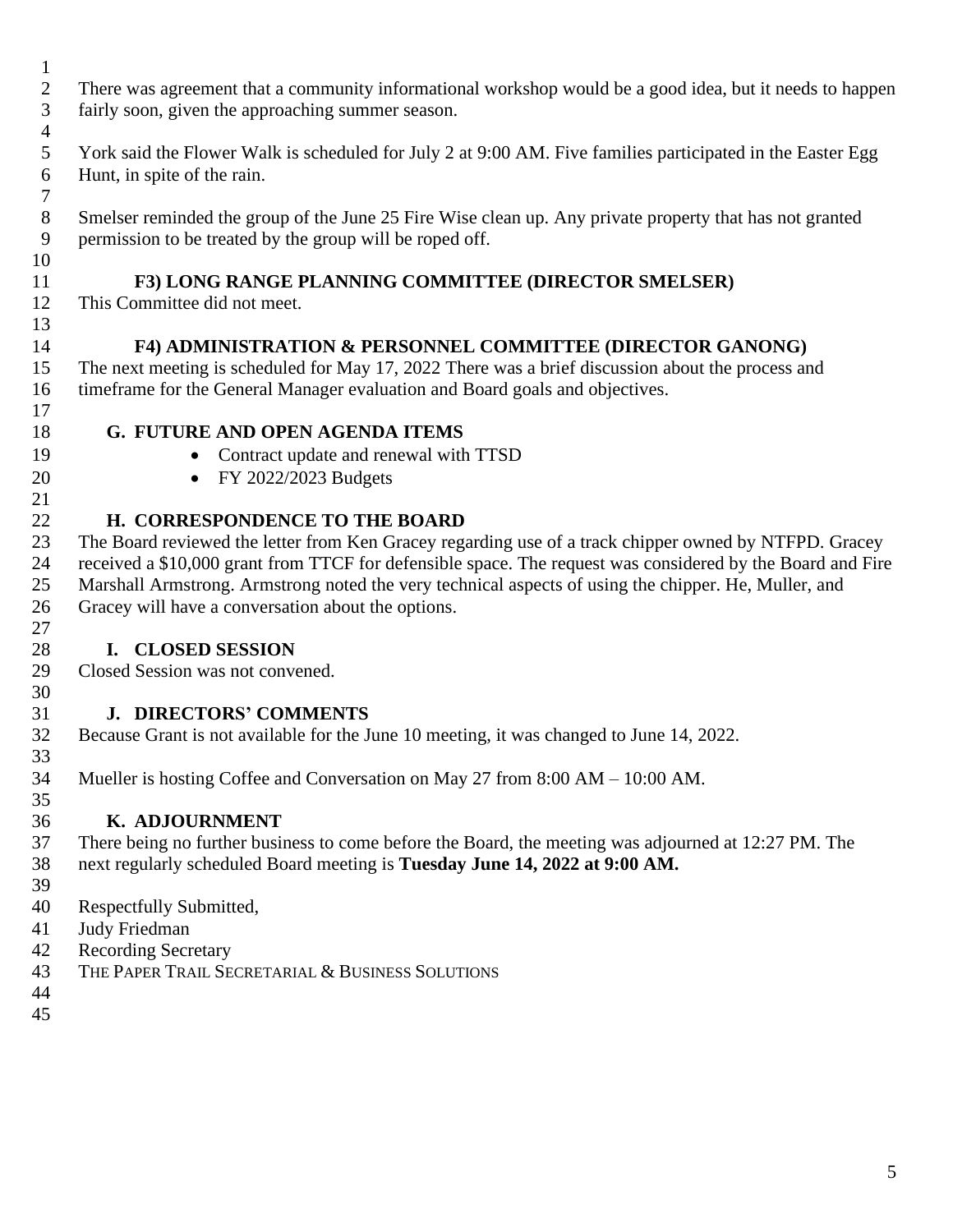There was agreement that a community informational workshop would be a good idea, but it needs to happen fairly soon, given the approaching summer season.

York said the Flower Walk is scheduled for July 2 at 9:00 AM. Five families participated in the Easter Egg Hunt, in spite of the rain.

Smelser reminded the group of the June 25 Fire Wise clean up. Any private property that has not granted permission to be treated by the group will be roped off.

### F3) LONG RANGE PLANNING COMMITTEE (DIRECTOR SMELSER)

This Committee did not meet.

### F4) ADMINISTRATION & PERSONNEL COMMITTEE (DIRECTOR GANONG)

The next meeting is scheduled for May 17, 2022 There was a brief discussion about the process and timeframe for the General Manager evaluation and Board goals and objectives.

## G. FUTURE AND OPEN AGENDA ITEMS

- Contract update and renewal with TTSD
- FY 2022/2023 Budgets

## H. CORRESPONDENCE TO THE BOARD

The Board reviewed the letter from Ken Gracey regarding use of a track chipper owned by NTFPD. Gracey received a $10,000 grant from TTCF for defensible space. The request was considered by the Board and Fire Marshall Armstrong. Armstrong noted the very technical aspects of using the chipper. He, Muller, and Gracey will have a conversation about the options.

## I. CLOSED SESSION

Closed Session was not convened.

## J. DIRECTORS' COMMENTS

Because Grant is not available for the June 10 meeting, it was changed to June 14, 2022.

Mueller is hosting Coffee and Conversation on May 27 from 8:00 AM – 10:00 AM.

## K. ADJOURNMENT

There being no further business to come before the Board, the meeting was adjourned at 12:27 PM. The next regularly scheduled Board meeting is **Tuesday June 14, 2022 at 9:00 AM.**

Respectfully Submitted,
Judy Friedman
Recording Secretary
THE PAPER TRAIL SECRETARIAL & BUSINESS SOLUTIONS